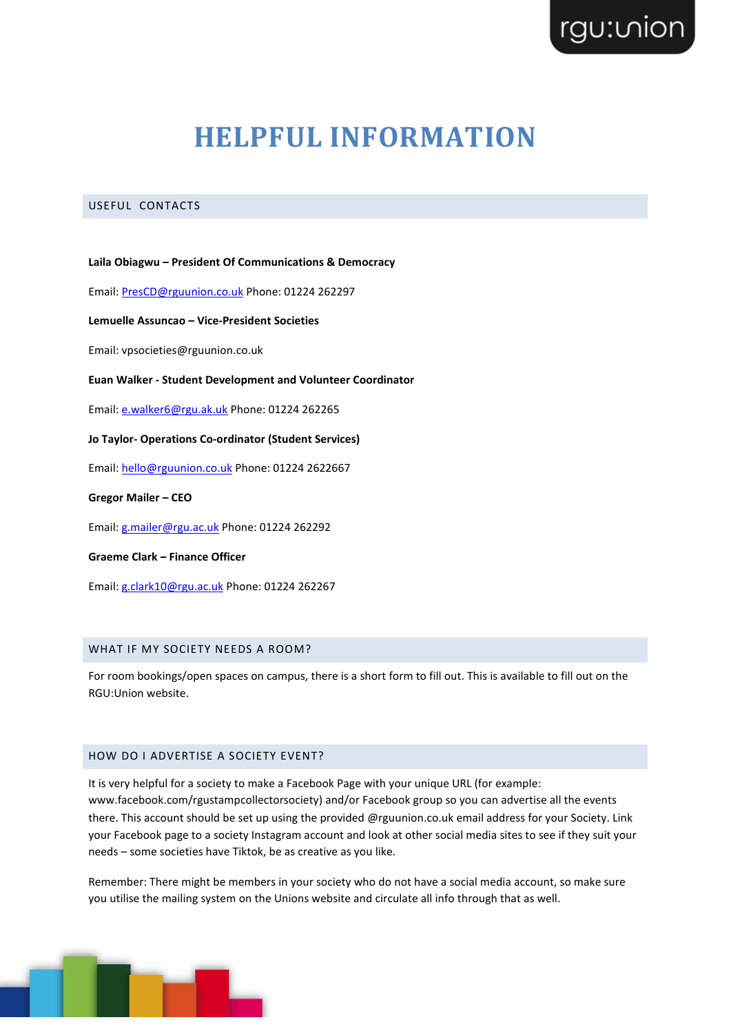# HELPFUL INFORMATION

## USEFUL CONTACTS

**Laila Obiagwu – President Of Communications & Democracy**

Email: PresCD@rguunion.co.uk Phone: 01224 262297

**Lemuelle Assuncao – Vice-President Societies**

Email: vpsocieties@rguunion.co.uk

**Euan Walker - Student Development and Volunteer Coordinator**

Email: e.walker6@rgu.ak.uk Phone: 01224 262265

**Jo Taylor- Operations Co-ordinator (Student Services)**

Email: hello@rguunion.co.uk Phone: 01224 2622667

**Gregor Mailer – CEO**

Email: g.mailer@rgu.ac.uk Phone: 01224 262292

**Graeme Clark – Finance Officer**

Email: g.clark10@rgu.ac.uk Phone: 01224 262267

## WHAT IF MY SOCIETY NEEDS A ROOM?

For room bookings/open spaces on campus, there is a short form to fill out. This is available to fill out on the RGU:Union website.

## HOW DO I ADVERTISE A SOCIETY EVENT?

It is very helpful for a society to make a Facebook Page with your unique URL (for example: www.facebook.com/rgustampcollectorsociety) and/or Facebook group so you can advertise all the events there. This account should be set up using the provided @rguunion.co.uk email address for your Society. Link your Facebook page to a society Instagram account and look at other social media sites to see if they suit your needs – some societies have Tiktok, be as creative as you like.

Remember: There might be members in your society who do not have a social media account, so make sure you utilise the mailing system on the Unions website and circulate all info through that as well.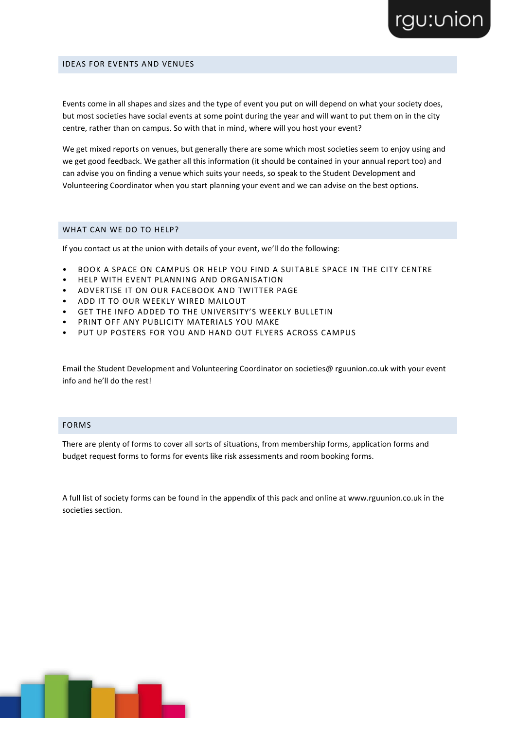## IDEAS FOR EVENTS AND VENUES

Events come in all shapes and sizes and the type of event you put on will depend on what your society does, but most societies have social events at some point during the year and will want to put them on in the city centre, rather than on campus. So with that in mind, where will you host your event?

We get mixed reports on venues, but generally there are some which most societies seem to enjoy using and we get good feedback. We gather all this information (it should be contained in your annual report too) and can advise you on finding a venue which suits your needs, so speak to the Student Development and Volunteering Coordinator when you start planning your event and we can advise on the best options.

## WHAT CAN WE DO TO HELP?

If you contact us at the union with details of your event, we'll do the following:

- BOOK A SPACE ON CAMPUS OR HELP YOU FIND A SUITABLE SPACE IN THE CITY CENTRE
- HELP WITH EVENT PLANNING AND ORGANISATION
- ADVERTISE IT ON OUR FACEBOOK AND TWITTER PAGE
- ADD IT TO OUR WEEKLY WIRED MAILOUT
- GET THE INFO ADDED TO THE UNIVERSITY'S WEEKLY BULLETIN
- PRINT OFF ANY PUBLICITY MATERIALS YOU MAKE
- PUT UP POSTERS FOR YOU AND HAND OUT FLYERS ACROSS CAMPUS

Email the Student Development and Volunteering Coordinator on societies@ rguunion.co.uk with your event info and he'll do the rest!

## FORMS

There are plenty of forms to cover all sorts of situations, from membership forms, application forms and budget request forms to forms for events like risk assessments and room booking forms.

A full list of society forms can be found in the appendix of this pack and online at www.rguunion.co.uk in the societies section.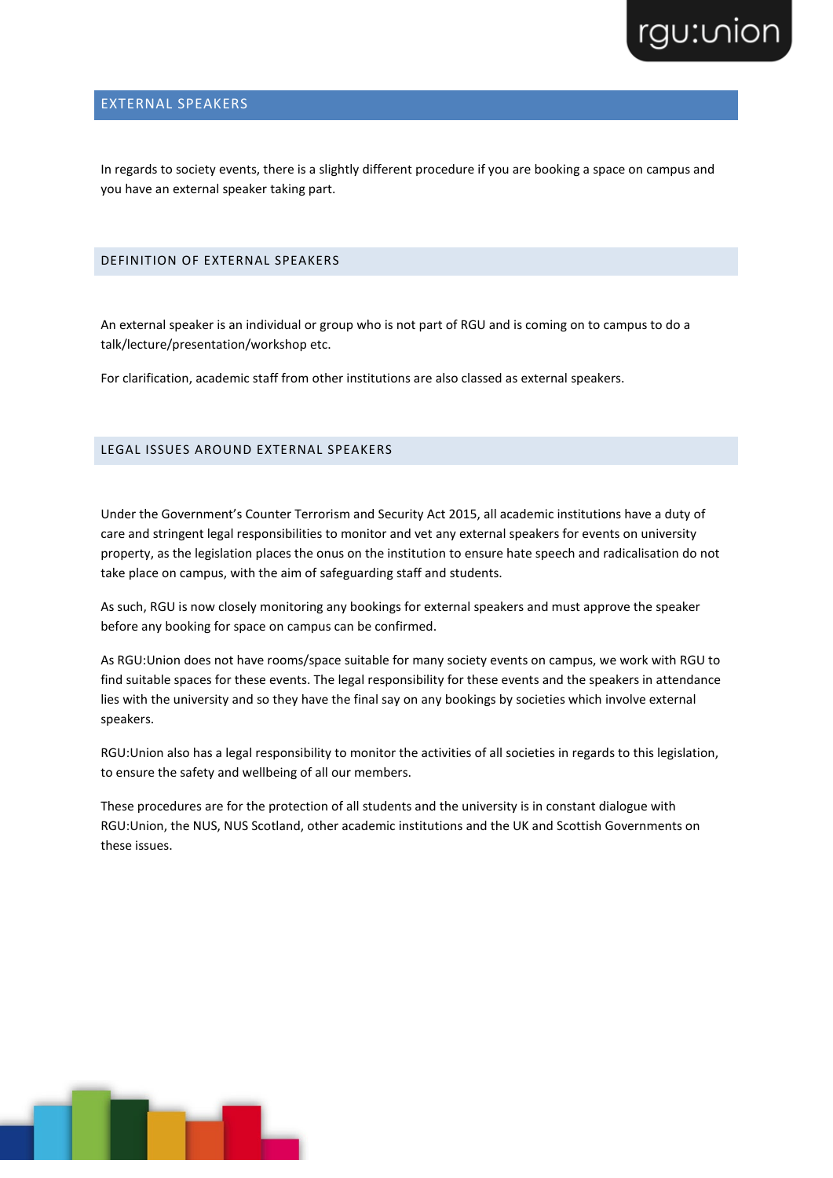## EXTERNAL SPEAKERS

In regards to society events, there is a slightly different procedure if you are booking a space on campus and you have an external speaker taking part.

### DEFINITION OF EXTERNAL SPEAKERS

An external speaker is an individual or group who is not part of RGU and is coming on to campus to do a talk/lecture/presentation/workshop etc.

For clarification, academic staff from other institutions are also classed as external speakers.

### LEGAL ISSUES AROUND EXTERNAL SPEAKERS

Under the Government's Counter Terrorism and Security Act 2015, all academic institutions have a duty of care and stringent legal responsibilities to monitor and vet any external speakers for events on university property, as the legislation places the onus on the institution to ensure hate speech and radicalisation do not take place on campus, with the aim of safeguarding staff and students.

As such, RGU is now closely monitoring any bookings for external speakers and must approve the speaker before any booking for space on campus can be confirmed.

As RGU:Union does not have rooms/space suitable for many society events on campus, we work with RGU to find suitable spaces for these events. The legal responsibility for these events and the speakers in attendance lies with the university and so they have the final say on any bookings by societies which involve external speakers.

RGU:Union also has a legal responsibility to monitor the activities of all societies in regards to this legislation, to ensure the safety and wellbeing of all our members.

These procedures are for the protection of all students and the university is in constant dialogue with RGU:Union, the NUS, NUS Scotland, other academic institutions and the UK and Scottish Governments on these issues.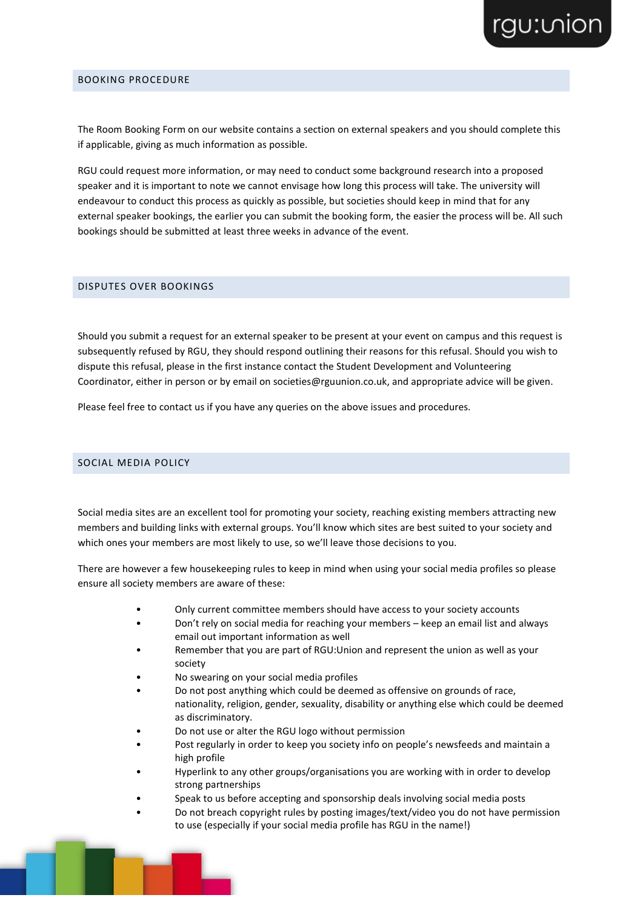## BOOKING PROCEDURE

The Room Booking Form on our website contains a section on external speakers and you should complete this if applicable, giving as much information as possible.

RGU could request more information, or may need to conduct some background research into a proposed speaker and it is important to note we cannot envisage how long this process will take. The university will endeavour to conduct this process as quickly as possible, but societies should keep in mind that for any external speaker bookings, the earlier you can submit the booking form, the easier the process will be. All such bookings should be submitted at least three weeks in advance of the event.

## DISPUTES OVER BOOKINGS

Should you submit a request for an external speaker to be present at your event on campus and this request is subsequently refused by RGU, they should respond outlining their reasons for this refusal. Should you wish to dispute this refusal, please in the first instance contact the Student Development and Volunteering Coordinator, either in person or by email on societies@rguunion.co.uk, and appropriate advice will be given.

Please feel free to contact us if you have any queries on the above issues and procedures.

## SOCIAL MEDIA POLICY

Social media sites are an excellent tool for promoting your society, reaching existing members attracting new members and building links with external groups. You'll know which sites are best suited to your society and which ones your members are most likely to use, so we'll leave those decisions to you.

There are however a few housekeeping rules to keep in mind when using your social media profiles so please ensure all society members are aware of these:

- Only current committee members should have access to your society accounts
- Don't rely on social media for reaching your members – keep an email list and always email out important information as well
- Remember that you are part of RGU:Union and represent the union as well as your society
- No swearing on your social media profiles
- Do not post anything which could be deemed as offensive on grounds of race, nationality, religion, gender, sexuality, disability or anything else which could be deemed as discriminatory.
- Do not use or alter the RGU logo without permission
- Post regularly in order to keep you society info on people's newsfeeds and maintain a high profile
- Hyperlink to any other groups/organisations you are working with in order to develop strong partnerships
- Speak to us before accepting and sponsorship deals involving social media posts
- Do not breach copyright rules by posting images/text/video you do not have permission to use (especially if your social media profile has RGU in the name!)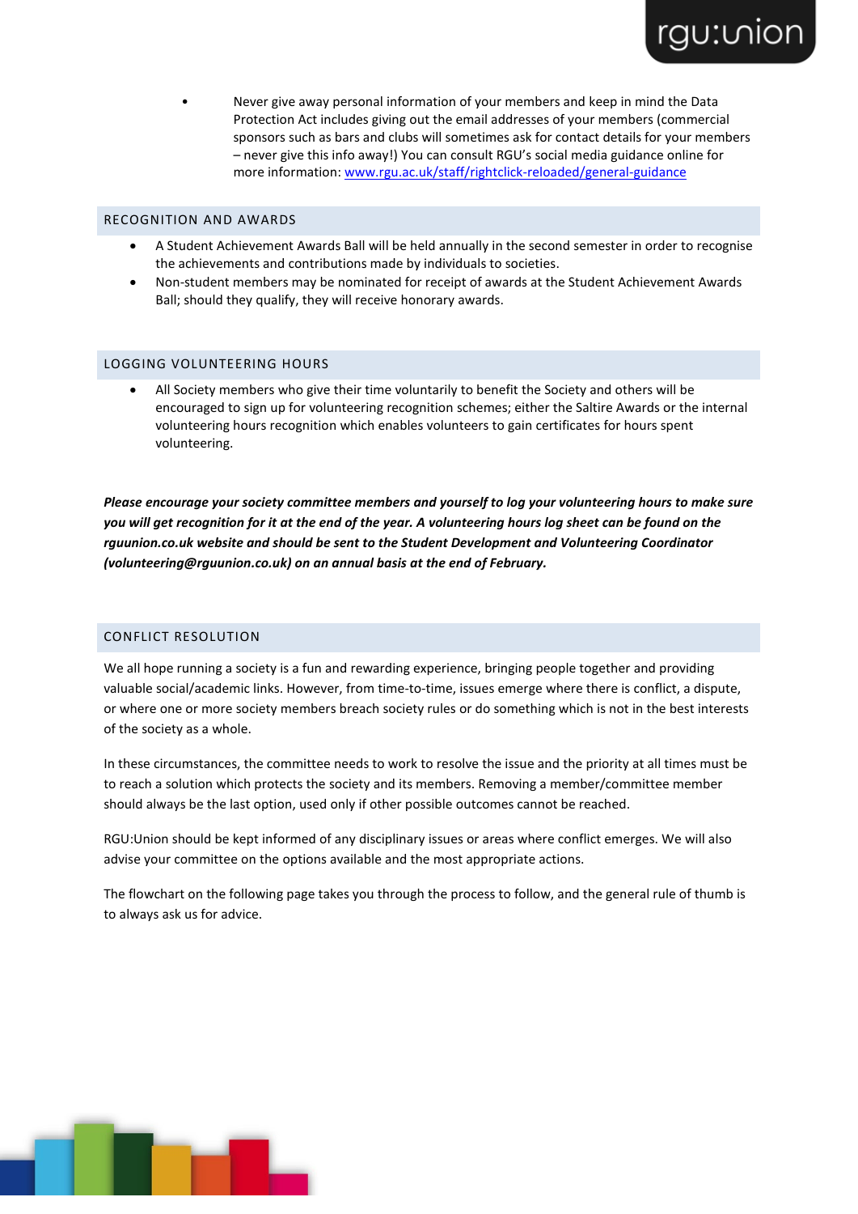- Never give away personal information of your members and keep in mind the Data Protection Act includes giving out the email addresses of your members (commercial sponsors such as bars and clubs will sometimes ask for contact details for your members – never give this info away!) You can consult RGU's social media guidance online for more information: [www.rgu.ac.uk/staff/rightclick-reloaded/general-guidance](www.rgu.ac.uk/staff/rightclick-reloaded/general-guidance)

## RECOGNITION AND AWARDS

- A Student Achievement Awards Ball will be held annually in the second semester in order to recognise the achievements and contributions made by individuals to societies.
- Non-student members may be nominated for receipt of awards at the Student Achievement Awards Ball; should they qualify, they will receive honorary awards.

## LOGGING VOLUNTEERING HOURS

- All Society members who give their time voluntarily to benefit the Society and others will be encouraged to sign up for volunteering recognition schemes; either the Saltire Awards or the internal volunteering hours recognition which enables volunteers to gain certificates for hours spent volunteering.

***Please encourage your society committee members and yourself to log your volunteering hours to make sure you will get recognition for it at the end of the year. A volunteering hours log sheet can be found on the rguunion.co.uk website and should be sent to the Student Development and Volunteering Coordinator (volunteering@rguunion.co.uk) on an annual basis at the end of February.***

## CONFLICT RESOLUTION

We all hope running a society is a fun and rewarding experience, bringing people together and providing valuable social/academic links. However, from time-to-time, issues emerge where there is conflict, a dispute, or where one or more society members breach society rules or do something which is not in the best interests of the society as a whole.

In these circumstances, the committee needs to work to resolve the issue and the priority at all times must be to reach a solution which protects the society and its members. Removing a member/committee member should always be the last option, used only if other possible outcomes cannot be reached.

RGU:Union should be kept informed of any disciplinary issues or areas where conflict emerges. We will also advise your committee on the options available and the most appropriate actions.

The flowchart on the following page takes you through the process to follow, and the general rule of thumb is to always ask us for advice.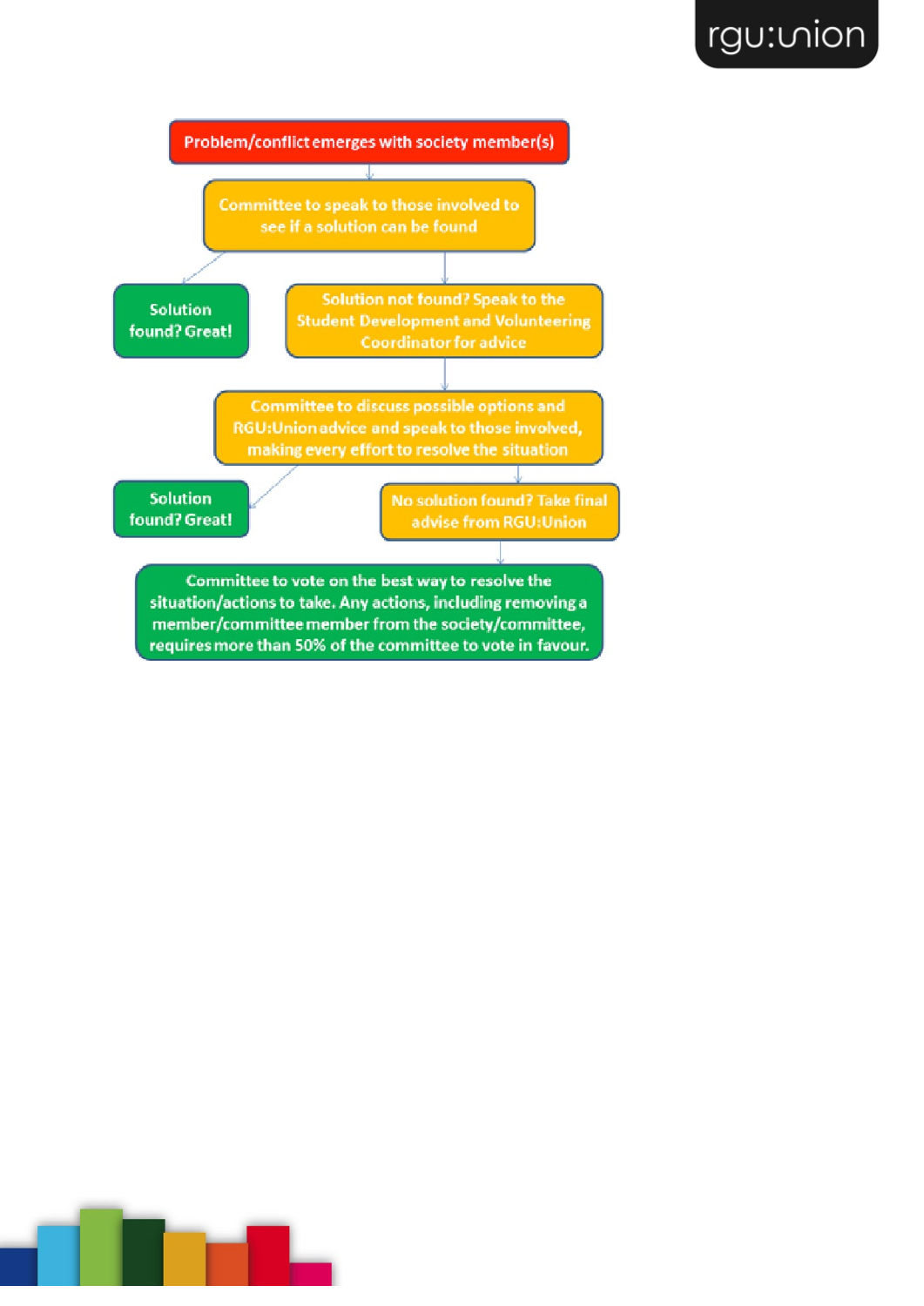Problem/conflict emerges with society member(s)

Committee to speak to those involved to see if a solution can be found

Solution found? Great!

Solution not found? Speak to the Student Development and Volunteering Coordinator for advice

Committee to discuss possible options and RGU:Union advice and speak to those involved, making every effort to resolve the situation

Solution found? Great!

No solution found? Take final advise from RGU:Union

Committee to vote on the best way to resolve the situation/actions to take. Any actions, including removing a member/committee member from the society/committee, requires more than 50% of the committee to vote in favour.